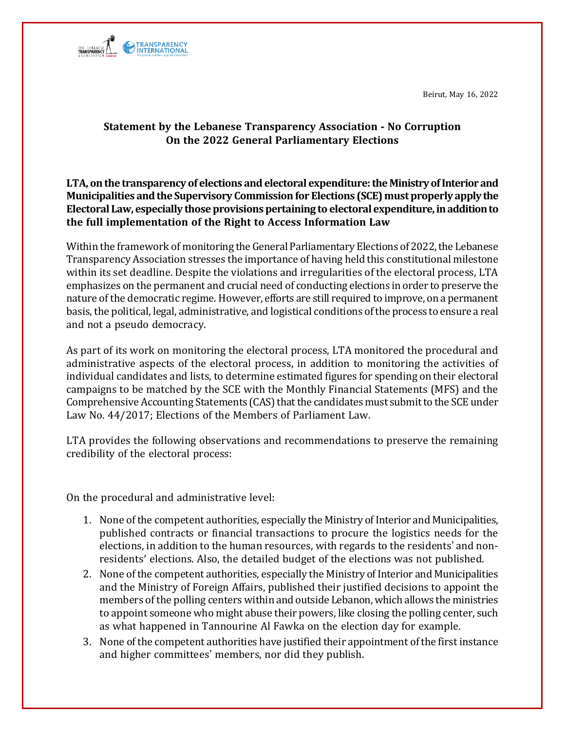Beirut, May 16, 2022

**Statement by the Lebanese Transparency Association - No Corruption On the 2022 General Parliamentary Elections**

**LTA, on the transparency of elections and electoral expenditure: the Ministry of Interior and Municipalities and the Supervisory Commission for Elections (SCE) must properly apply the Electoral Law, especially those provisions pertaining to electoral expenditure, in addition to the full implementation of the Right to Access Information Law**

Within the framework of monitoring the General Parliamentary Elections of 2022, the Lebanese Transparency Association stresses the importance of having held this constitutional milestone within its set deadline. Despite the violations and irregularities of the electoral process, LTA emphasizes on the permanent and crucial need of conducting elections in order to preserve the nature of the democratic regime. However, efforts are still required to improve, on a permanent basis, the political, legal, administrative, and logistical conditions of the process to ensure a real and not a pseudo democracy.

As part of its work on monitoring the electoral process, LTA monitored the procedural and administrative aspects of the electoral process, in addition to monitoring the activities of individual candidates and lists, to determine estimated figures for spending on their electoral campaigns to be matched by the SCE with the Monthly Financial Statements (MFS) and the Comprehensive Accounting Statements (CAS) that the candidates must submit to the SCE under Law No. 44/2017; Elections of the Members of Parliament Law.

LTA provides the following observations and recommendations to preserve the remaining credibility of the electoral process:

On the procedural and administrative level:

1. None of the competent authorities, especially the Ministry of Interior and Municipalities, published contracts or financial transactions to procure the logistics needs for the elections, in addition to the human resources, with regards to the residents' and non-residents' elections. Also, the detailed budget of the elections was not published.
2. None of the competent authorities, especially the Ministry of Interior and Municipalities and the Ministry of Foreign Affairs, published their justified decisions to appoint the members of the polling centers within and outside Lebanon, which allows the ministries to appoint someone who might abuse their powers, like closing the polling center, such as what happened in Tannourine Al Fawka on the election day for example.
3. None of the competent authorities have justified their appointment of the first instance and higher committees' members, nor did they publish.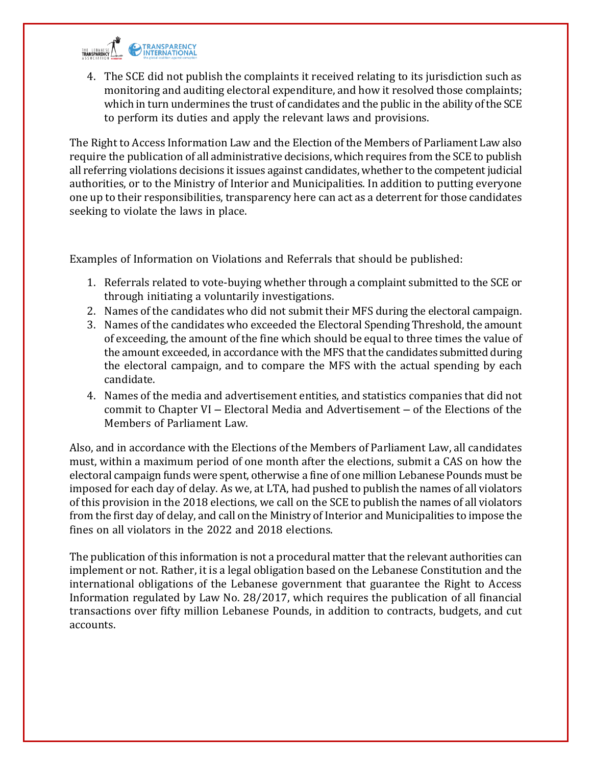4. The SCE did not publish the complaints it received relating to its jurisdiction such as monitoring and auditing electoral expenditure, and how it resolved those complaints; which in turn undermines the trust of candidates and the public in the ability of the SCE to perform its duties and apply the relevant laws and provisions.

The Right to Access Information Law and the Election of the Members of Parliament Law also require the publication of all administrative decisions, which requires from the SCE to publish all referring violations decisions it issues against candidates, whether to the competent judicial authorities, or to the Ministry of Interior and Municipalities. In addition to putting everyone one up to their responsibilities, transparency here can act as a deterrent for those candidates seeking to violate the laws in place.

Examples of Information on Violations and Referrals that should be published:

1. Referrals related to vote-buying whether through a complaint submitted to the SCE or through initiating a voluntarily investigations.
2. Names of the candidates who did not submit their MFS during the electoral campaign.
3. Names of the candidates who exceeded the Electoral Spending Threshold, the amount of exceeding, the amount of the fine which should be equal to three times the value of the amount exceeded, in accordance with the MFS that the candidates submitted during the electoral campaign, and to compare the MFS with the actual spending by each candidate.
4. Names of the media and advertisement entities, and statistics companies that did not commit to Chapter VI – Electoral Media and Advertisement – of the Elections of the Members of Parliament Law.

Also, and in accordance with the Elections of the Members of Parliament Law, all candidates must, within a maximum period of one month after the elections, submit a CAS on how the electoral campaign funds were spent, otherwise a fine of one million Lebanese Pounds must be imposed for each day of delay. As we, at LTA, had pushed to publish the names of all violators of this provision in the 2018 elections, we call on the SCE to publish the names of all violators from the first day of delay, and call on the Ministry of Interior and Municipalities to impose the fines on all violators in the 2022 and 2018 elections.

The publication of this information is not a procedural matter that the relevant authorities can implement or not. Rather, it is a legal obligation based on the Lebanese Constitution and the international obligations of the Lebanese government that guarantee the Right to Access Information regulated by Law No. 28/2017, which requires the publication of all financial transactions over fifty million Lebanese Pounds, in addition to contracts, budgets, and cut accounts.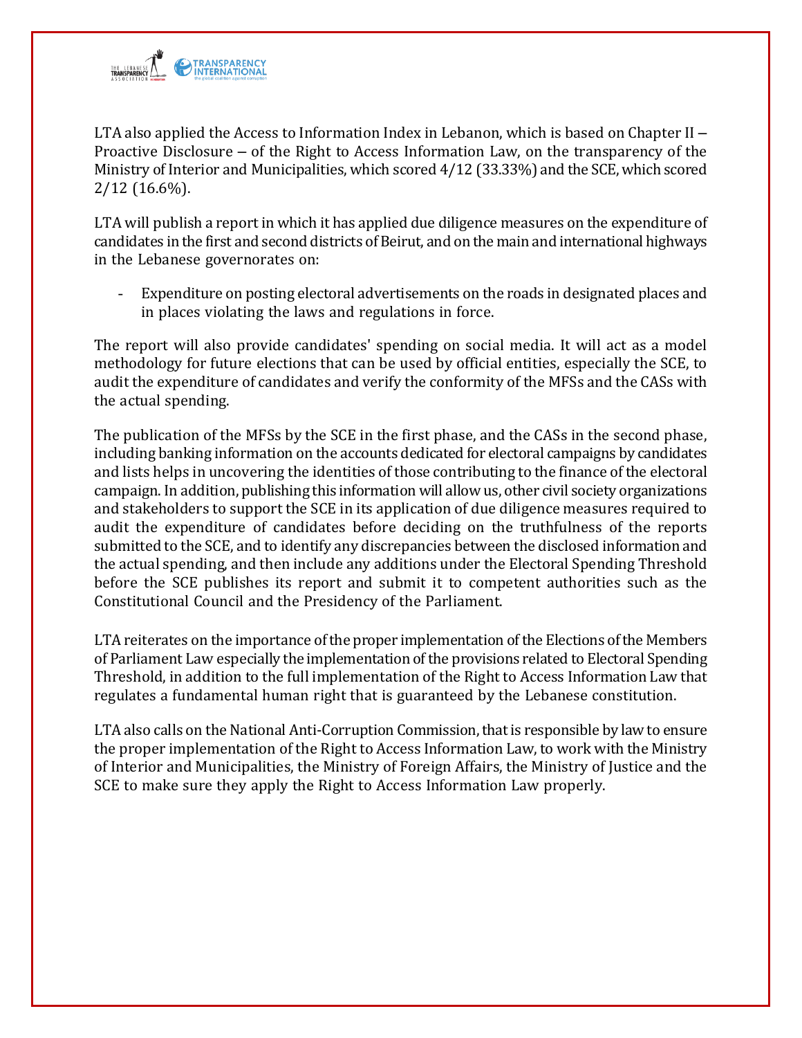LTA also applied the Access to Information Index in Lebanon, which is based on Chapter II – Proactive Disclosure – of the Right to Access Information Law, on the transparency of the Ministry of Interior and Municipalities, which scored 4/12 (33.33%) and the SCE, which scored 2/12 (16.6%).

LTA will publish a report in which it has applied due diligence measures on the expenditure of candidates in the first and second districts of Beirut, and on the main and international highways in the Lebanese governorates on:

- Expenditure on posting electoral advertisements on the roads in designated places and in places violating the laws and regulations in force.

The report will also provide candidates' spending on social media. It will act as a model methodology for future elections that can be used by official entities, especially the SCE, to audit the expenditure of candidates and verify the conformity of the MFSs and the CASs with the actual spending.

The publication of the MFSs by the SCE in the first phase, and the CASs in the second phase, including banking information on the accounts dedicated for electoral campaigns by candidates and lists helps in uncovering the identities of those contributing to the finance of the electoral campaign. In addition, publishing this information will allow us, other civil society organizations and stakeholders to support the SCE in its application of due diligence measures required to audit the expenditure of candidates before deciding on the truthfulness of the reports submitted to the SCE, and to identify any discrepancies between the disclosed information and the actual spending, and then include any additions under the Electoral Spending Threshold before the SCE publishes its report and submit it to competent authorities such as the Constitutional Council and the Presidency of the Parliament.

LTA reiterates on the importance of the proper implementation of the Elections of the Members of Parliament Law especially the implementation of the provisions related to Electoral Spending Threshold, in addition to the full implementation of the Right to Access Information Law that regulates a fundamental human right that is guaranteed by the Lebanese constitution.

LTA also calls on the National Anti-Corruption Commission, that is responsible by law to ensure the proper implementation of the Right to Access Information Law, to work with the Ministry of Interior and Municipalities, the Ministry of Foreign Affairs, the Ministry of Justice and the SCE to make sure they apply the Right to Access Information Law properly.